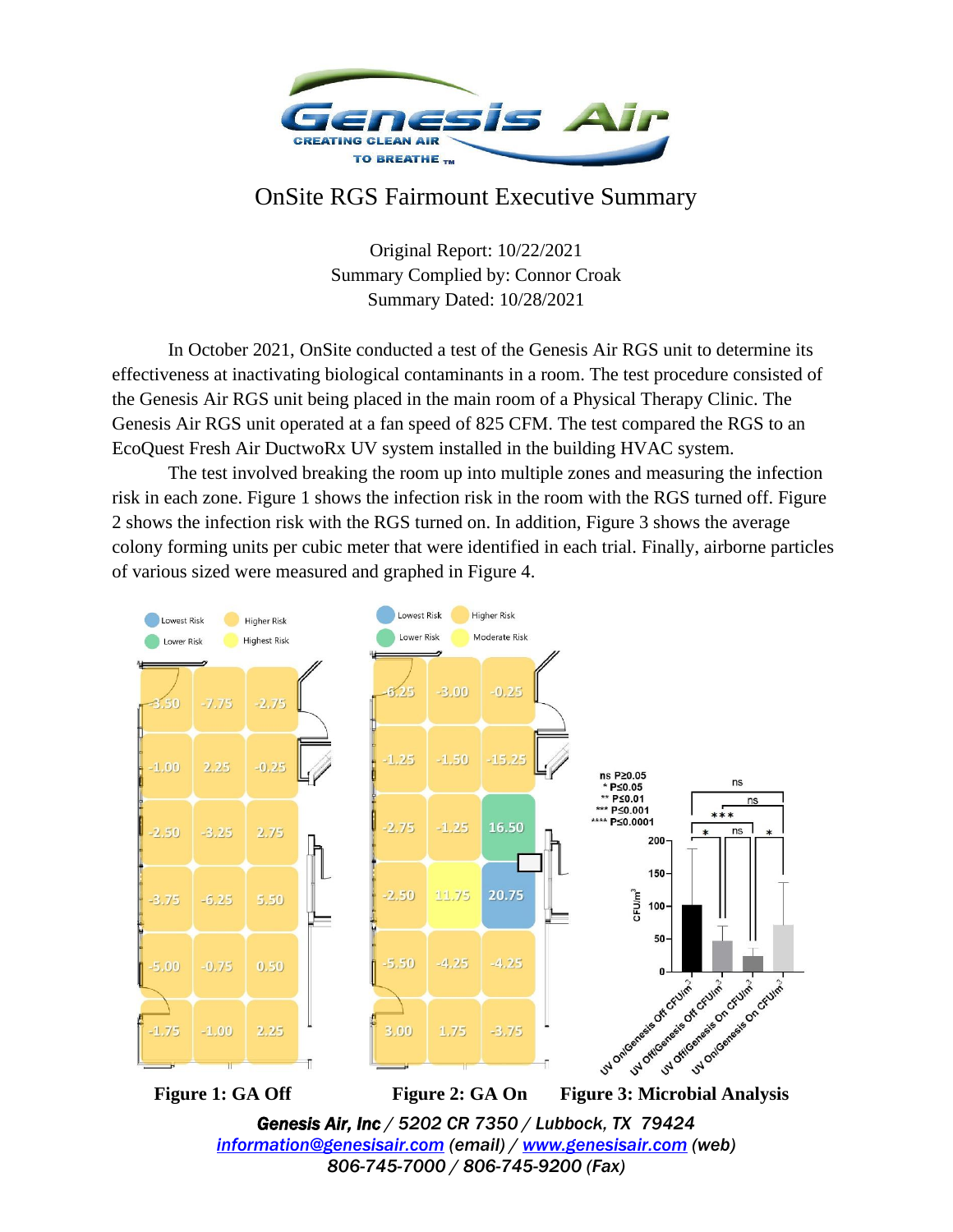# OnSite RGS Fairmount Executive Summary

Original Report: 10/22/2021
Summary Complied by: Connor Croak
Summary Dated: 10/28/2021

In October 2021, OnSite conducted a test of the Genesis Air RGS unit to determine its effectiveness at inactivating biological contaminants in a room. The test procedure consisted of the Genesis Air RGS unit being placed in the main room of a Physical Therapy Clinic. The Genesis Air RGS unit operated at a fan speed of 825 CFM. The test compared the RGS to an EcoQuest Fresh Air DuctwoRx UV system installed in the building HVAC system.

The test involved breaking the room up into multiple zones and measuring the infection risk in each zone. Figure 1 shows the infection risk in the room with the RGS turned off. Figure 2 shows the infection risk with the RGS turned on. In addition, Figure 3 shows the average colony forming units per cubic meter that were identified in each trial. Finally, airborne particles of various sized were measured and graphed in Figure 4.

Legend: Lowest Risk, Higher Risk, Lower Risk, Highest Risk

| | | |
|---|---|---|
| -3.50 | -7.75 | -2.75 |
| -1.00 | 2.25 | -0.25 |
| -2.50 | -3.25 | 2.75 |
| -3.75 | -6.25 | 5.50 |
| -5.00 | -0.75 | 0.50 |
| -1.75 | -1.00 | 2.25 |

**Figure 1: GA Off**

Legend: Lowest Risk, Higher Risk, Lower Risk, Moderate Risk

| | | |
|---|---|---|
| -6.25 | -3.00 | -0.25 |
| -1.25 | -1.50 | -15.25 |
| -2.75 | -1.25 | 16.50 |
| -2.50 | 11.75 | 20.75 |
| -5.50 | -4.25 | -4.25 |
| 3.00 | 1.75 | -3.75 |

**Figure 2: GA On**

ns P≥0.05
\* P≤0.05
\*\* P≤0.01
\*\*\* P≤0.001
\*\*\*\* P≤0.0001

CFU/m³: UV On/Genesis Off CFU/m³; UV Off/Genesis Off CFU/m³; UV Off/Genesis On CFU/m³; UV On/Genesis On CFU/m³

**Figure 3: Microbial Analysis**

*Genesis Air, Inc / 5202 CR 7350 / Lubbock, TX 79424*
*information@genesisair.com (email) / www.genesisair.com (web)*
*806-745-7000 / 806-745-9200 (Fax)*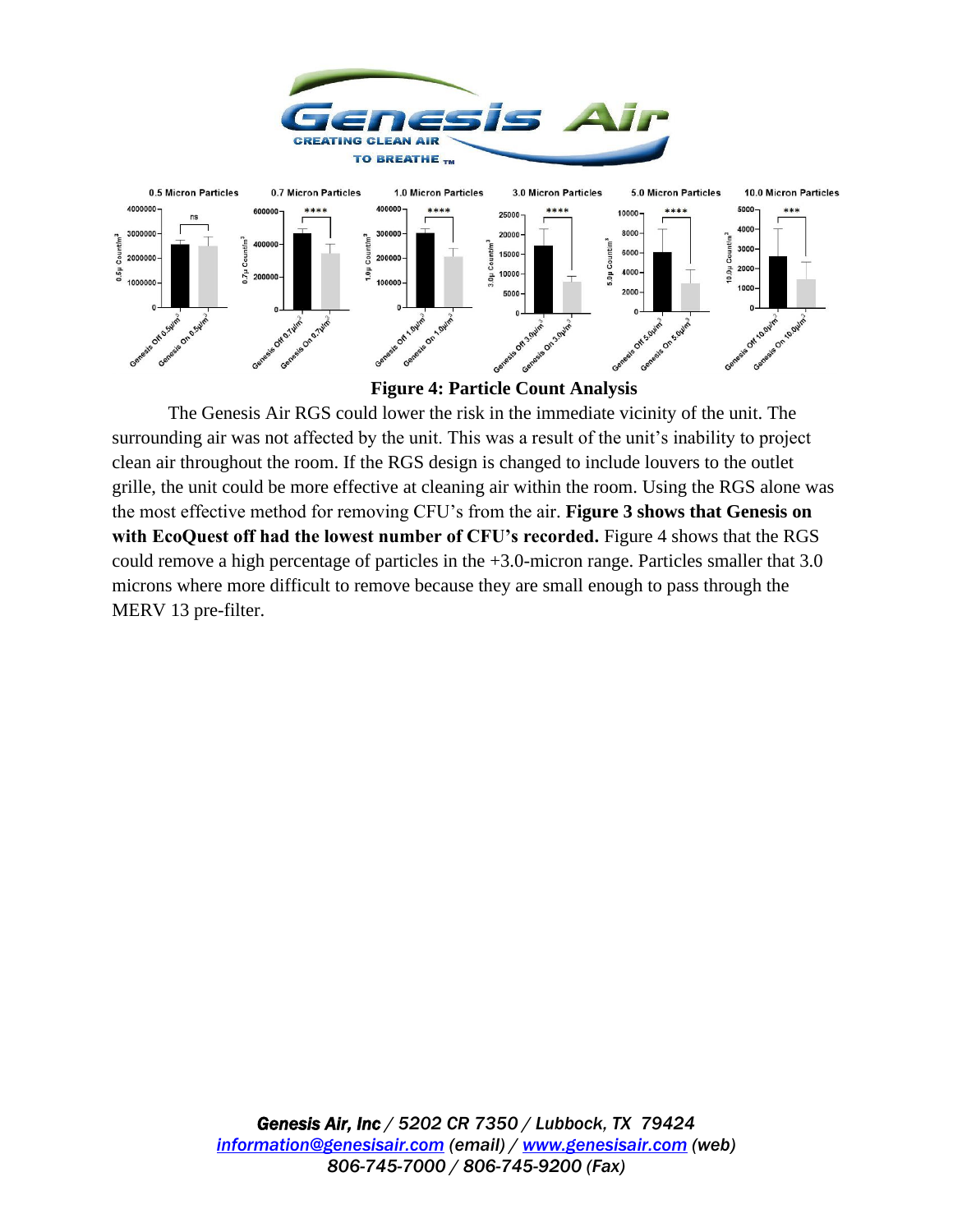Genesis Air

CREATING CLEAN AIR TO BREATHE ™

0.5 Micron Particles

ns

0.7 Micron Particles

****

1.0 Micron Particles

****

3.0 Micron Particles

****

5.0 Micron Particles

****

10.0 Micron Particles

***

**Figure 4: Particle Count Analysis**

The Genesis Air RGS could lower the risk in the immediate vicinity of the unit. The surrounding air was not affected by the unit. This was a result of the unit's inability to project clean air throughout the room. If the RGS design is changed to include louvers to the outlet grille, the unit could be more effective at cleaning air within the room. Using the RGS alone was the most effective method for removing CFU's from the air. **Figure 3 shows that Genesis on with EcoQuest off had the lowest number of CFU's recorded.** Figure 4 shows that the RGS could remove a high percentage of particles in the +3.0-micron range. Particles smaller that 3.0 microns where more difficult to remove because they are small enough to pass through the MERV 13 pre-filter.